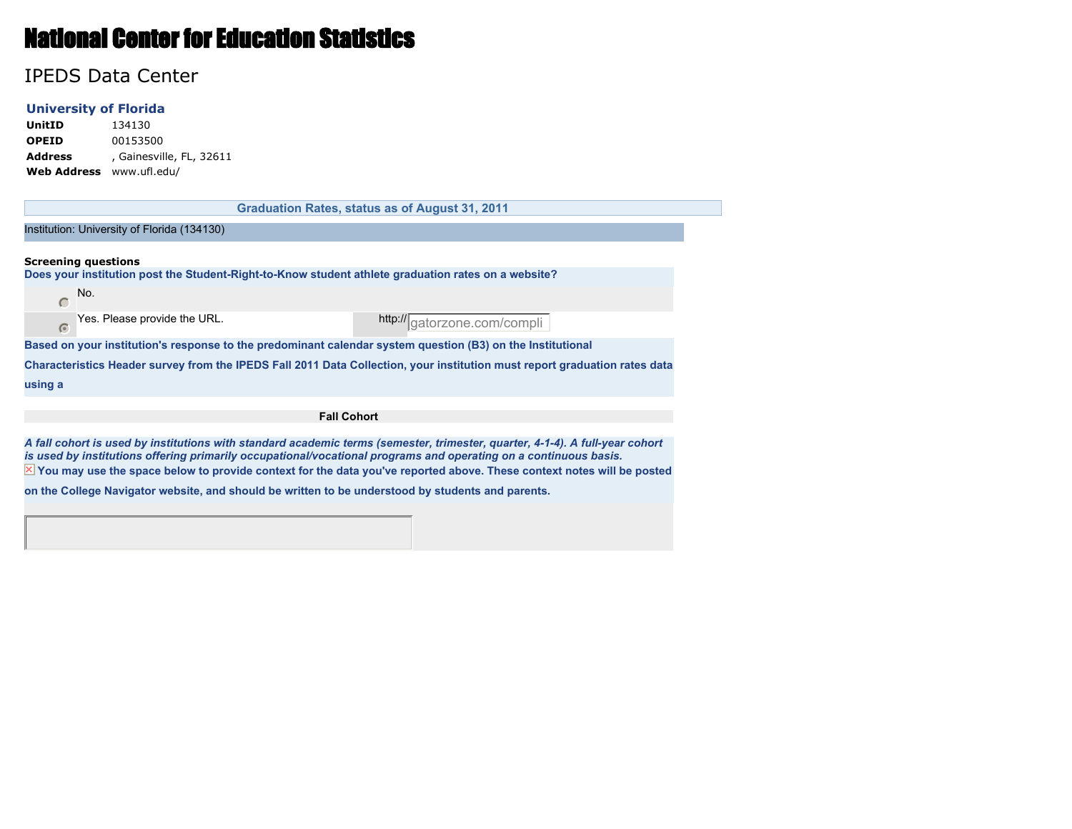# National Center for Education Statistics

## IPEDS Data Center

### University of Florida

| | |
|---|---|
| **UnitID** | 134130 |
| **OPEID** | 00153500 |
| **Address** | , Gainesville, FL, 32611 |
| **Web Address** | www.ufl.edu/ |

**Graduation Rates, status as of August 31, 2011**

Institution: University of Florida (134130)

**Screening questions**

**Does your institution post the Student-Right-to-Know student athlete graduation rates on a website?**

- ○ No.
- ◉ Yes. Please provide the URL. http:// gatorzone.com/compli

**Based on your institution's response to the predominant calendar system question (B3) on the Institutional Characteristics Header survey from the IPEDS Fall 2011 Data Collection, your institution must report graduation rates data using a**

**Fall Cohort**

***A fall cohort is used by institutions with standard academic terms (semester, trimester, quarter, 4-1-4). A full-year cohort is used by institutions offering primarily occupational/vocational programs and operating on a continuous basis.***

**You may use the space below to provide context for the data you've reported above. These context notes will be posted on the College Navigator website, and should be written to be understood by students and parents.**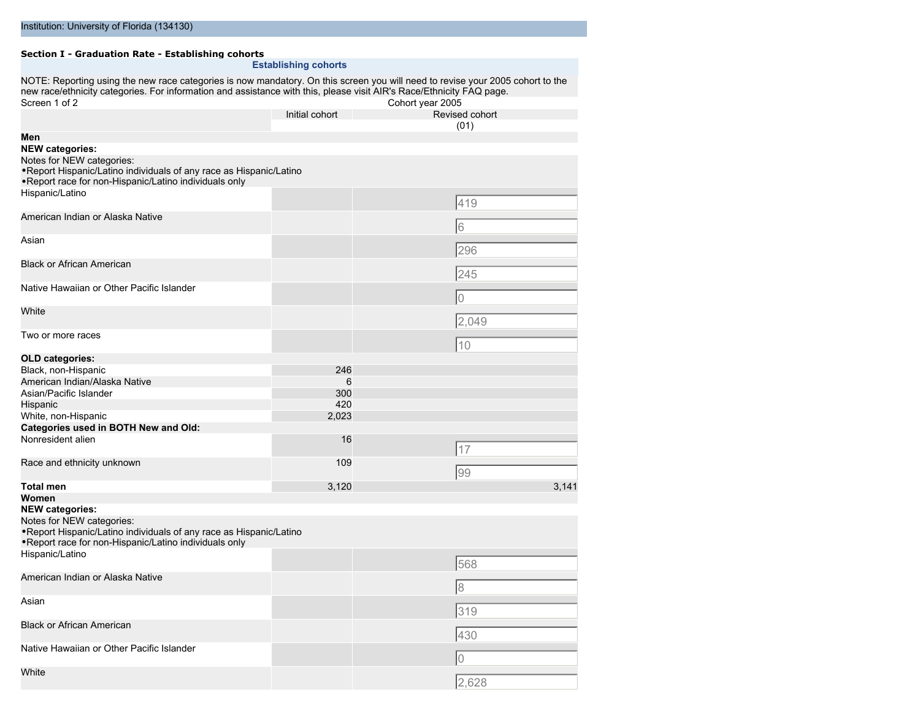Institution: University of Florida (134130)

**Section I - Graduation Rate - Establishing cohorts**

**Establishing cohorts**

NOTE: Reporting using the new race categories is now mandatory. On this screen you will need to revise your 2005 cohort to the new race/ethnicity categories. For information and assistance with this, please visit AIR's Race/Ethnicity FAQ page.

Screen 1 of 2

| | Cohort year 2005 | |
|---|---|---|
| | Initial cohort | Revised cohort (01) |
| **Men** | | |
| **NEW categories:** | | |
| Notes for NEW categories:<br>•Report Hispanic/Latino individuals of any race as Hispanic/Latino<br>•Report race for non-Hispanic/Latino individuals only | | |
| Hispanic/Latino | | 419 |
| American Indian or Alaska Native | | 6 |
| Asian | | 296 |
| Black or African American | | 245 |
| Native Hawaiian or Other Pacific Islander | | 0 |
| White | | 2,049 |
| Two or more races | | 10 |
| **OLD categories:** | | |
| Black, non-Hispanic | 246 | |
| American Indian/Alaska Native | 6 | |
| Asian/Pacific Islander | 300 | |
| Hispanic | 420 | |
| White, non-Hispanic | 2,023 | |
| **Categories used in BOTH New and Old:** | | |
| Nonresident alien | 16 | 17 |
| Race and ethnicity unknown | 109 | 99 |
| **Total men** | 3,120 | 3,141 |
| **Women** | | |
| **NEW categories:** | | |
| Notes for NEW categories:<br>•Report Hispanic/Latino individuals of any race as Hispanic/Latino<br>•Report race for non-Hispanic/Latino individuals only | | |
| Hispanic/Latino | | 568 |
| American Indian or Alaska Native | | 8 |
| Asian | | 319 |
| Black or African American | | 430 |
| Native Hawaiian or Other Pacific Islander | | 0 |
| White | | 2,628 |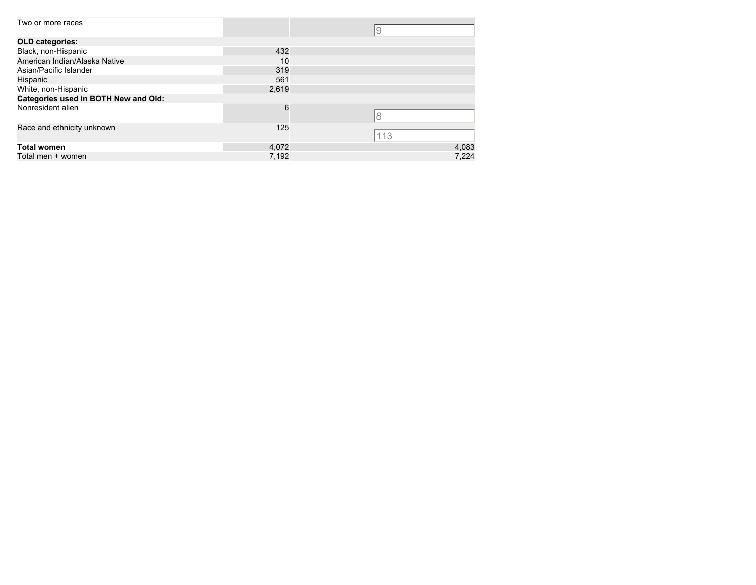| | | |
|---|---|---|
| Two or more races | | 9 |
| **OLD categories:** | | |
| Black, non-Hispanic | 432 | |
| American Indian/Alaska Native | 10 | |
| Asian/Pacific Islander | 319 | |
| Hispanic | 561 | |
| White, non-Hispanic | 2,619 | |
| **Categories used in BOTH New and Old:** | | |
| Nonresident alien | 6 | 8 |
| Race and ethnicity unknown | 125 | 113 |
| **Total women** | 4,072 | 4,083 |
| Total men + women | 7,192 | 7,224 |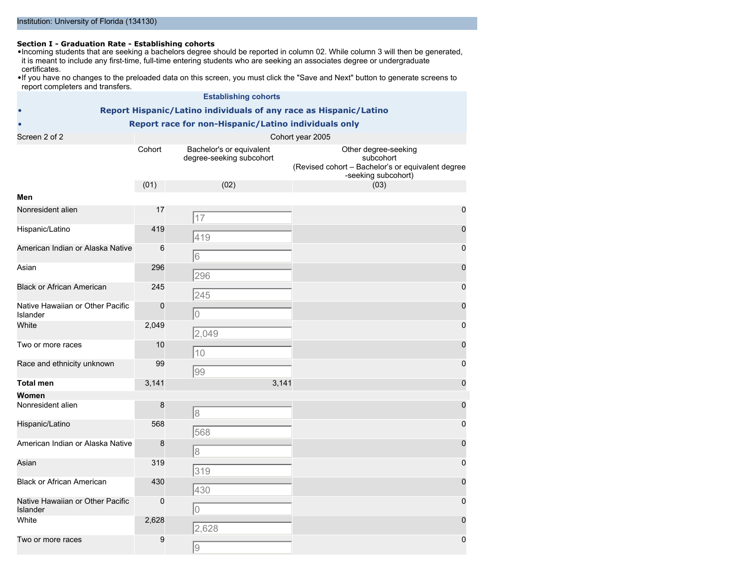Institution: University of Florida (134130)

**Section I - Graduation Rate - Establishing cohorts**

- Incoming students that are seeking a bachelors degree should be reported in column 02. While column 3 will then be generated, it is meant to include any first-time, full-time entering students who are seeking an associates degree or undergraduate certificates.
- If you have no changes to the preloaded data on this screen, you must click the "Save and Next" button to generate screens to report completers and transfers.

**Establishing cohorts**

- **Report Hispanic/Latino individuals of any race as Hispanic/Latino**
- **Report race for non-Hispanic/Latino individuals only**

| Screen 2 of 2 | Cohort year 2005 | | |
|---|---|---|---|
| | Cohort | Bachelor's or equivalent degree-seeking subcohort | Other degree-seeking subcohort (Revised cohort – Bachelor's or equivalent degree -seeking subcohort) |
| | (01) | (02) | (03) |
| **Men** | | | |
| Nonresident alien | 17 | 17 | 0 |
| Hispanic/Latino | 419 | 419 | 0 |
| American Indian or Alaska Native | 6 | 6 | 0 |
| Asian | 296 | 296 | 0 |
| Black or African American | 245 | 245 | 0 |
| Native Hawaiian or Other Pacific Islander | 0 | 0 | 0 |
| White | 2,049 | 2,049 | 0 |
| Two or more races | 10 | 10 | 0 |
| Race and ethnicity unknown | 99 | 99 | 0 |
| **Total men** | 3,141 | 3,141 | 0 |
| **Women** | | | |
| Nonresident alien | 8 | 8 | 0 |
| Hispanic/Latino | 568 | 568 | 0 |
| American Indian or Alaska Native | 8 | 8 | 0 |
| Asian | 319 | 319 | 0 |
| Black or African American | 430 | 430 | 0 |
| Native Hawaiian or Other Pacific Islander | 0 | 0 | 0 |
| White | 2,628 | 2,628 | 0 |
| Two or more races | 9 | 9 | 0 |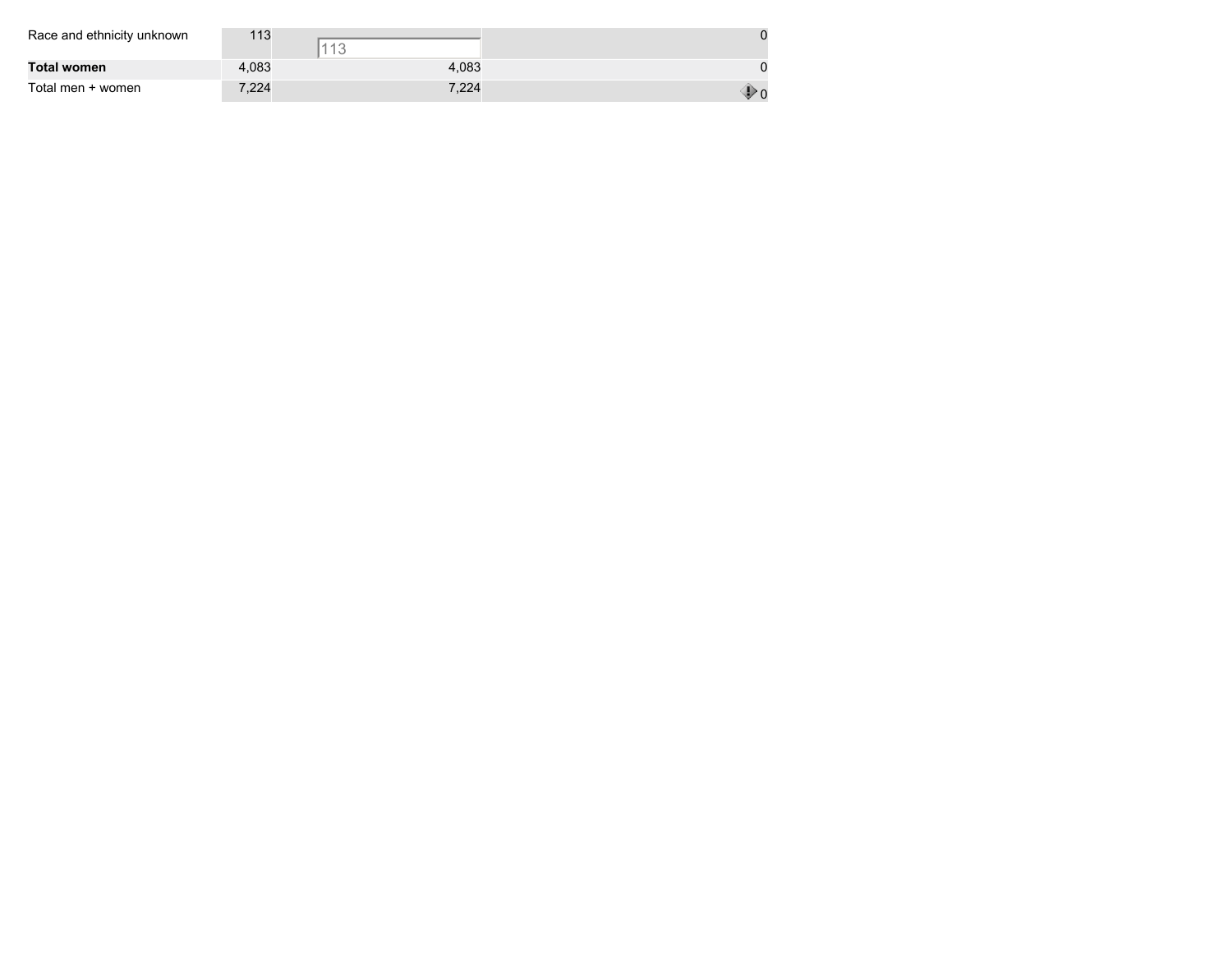| | | | |
|---|---|---|---|
| Race and ethnicity unknown | 113 | 113 | 0 |
| **Total women** | 4,083 | 4,083 | 0 |
| Total men + women | 7,224 | 7,224 | 0 |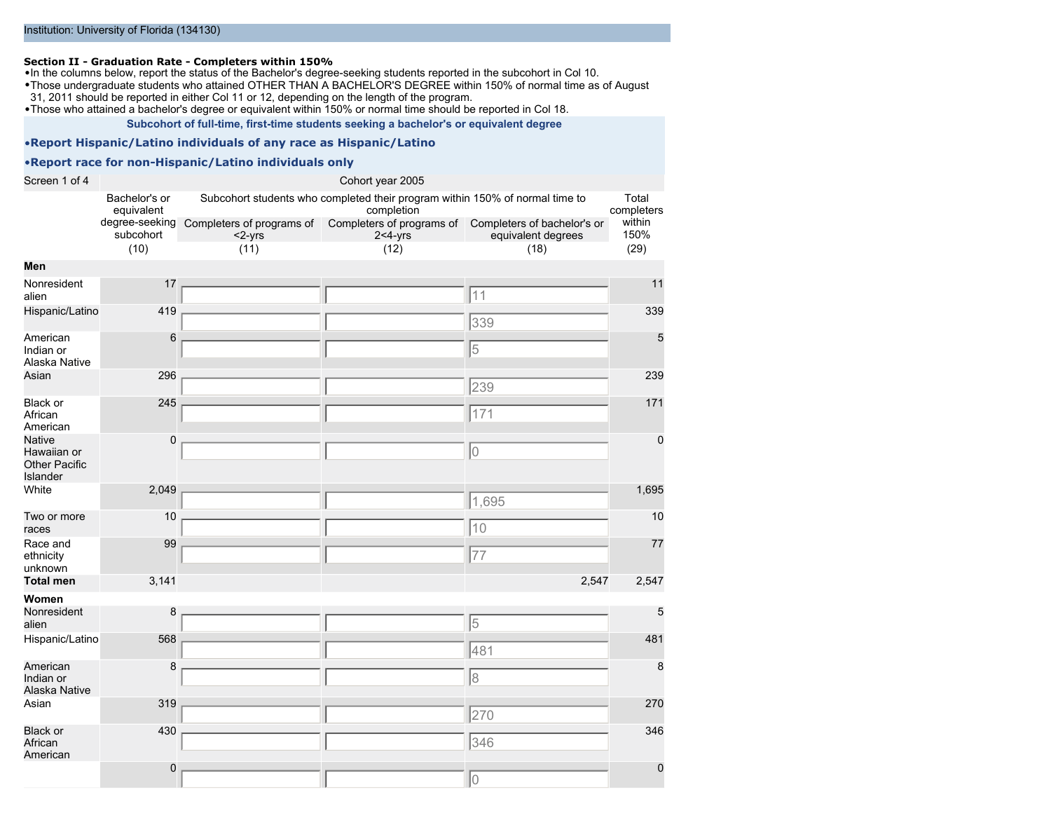Institution: University of Florida (134130)

**Section II - Graduation Rate - Completers within 150%**

- In the columns below, report the status of the Bachelor's degree-seeking students reported in the subcohort in Col 10.
- Those undergraduate students who attained OTHER THAN A BACHELOR'S DEGREE within 150% of normal time as of August 31, 2011 should be reported in either Col 11 or 12, depending on the length of the program.
- Those who attained a bachelor's degree or equivalent within 150% or normal time should be reported in Col 18.

**Subcohort of full-time, first-time students seeking a bachelor's or equivalent degree**

- **Report Hispanic/Latino individuals of any race as Hispanic/Latino**
- **Report race for non-Hispanic/Latino individuals only**

Screen 1 of 4 — Cohort year 2005

| | Bachelor's or equivalent degree-seeking subcohort (10) | Subcohort students who completed their program within 150% of normal time to completion | | | Total completers within 150% (29) |
|---|---|---|---|---|---|
| | | Completers of programs of <2-yrs (11) | Completers of programs of 2<4-yrs (12) | Completers of bachelor's or equivalent degrees (18) | |
| **Men** | | | | | |
| Nonresident alien | 17 | | | 11 | 11 |
| Hispanic/Latino | 419 | | | 339 | 339 |
| American Indian or Alaska Native | 6 | | | 5 | 5 |
| Asian | 296 | | | 239 | 239 |
| Black or African American | 245 | | | 171 | 171 |
| Native Hawaiian or Other Pacific Islander | 0 | | | 0 | 0 |
| White | 2,049 | | | 1,695 | 1,695 |
| Two or more races | 10 | | | 10 | 10 |
| Race and ethnicity unknown | 99 | | | 77 | 77 |
| **Total men** | 3,141 | | | 2,547 | 2,547 |
| **Women** | | | | | |
| Nonresident alien | 8 | | | 5 | 5 |
| Hispanic/Latino | 568 | | | 481 | 481 |
| American Indian or Alaska Native | 8 | | | 8 | 8 |
| Asian | 319 | | | 270 | 270 |
| Black or African American | 430 | | | 346 | 346 |
| | 0 | | | 0 | 0 |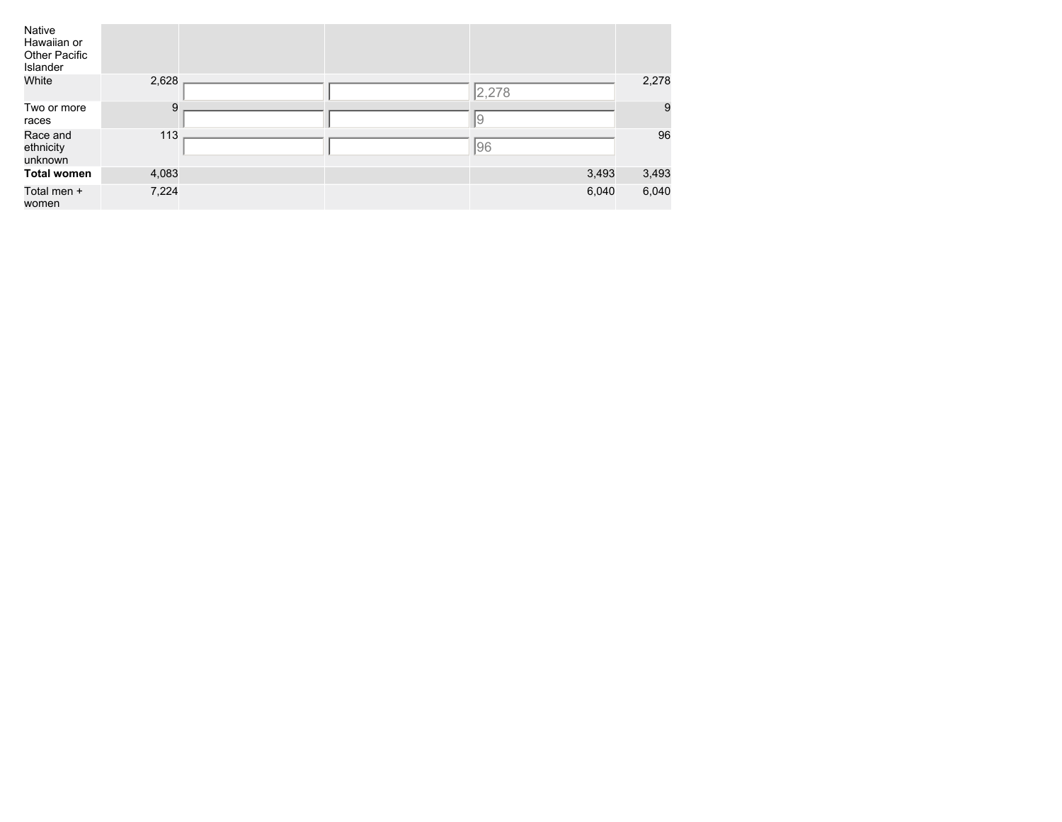| | | | | | |
|---|---|---|---|---|---|
| Native Hawaiian or Other Pacific Islander | | | | | |
| White | 2,628 | | | 2,278 | 2,278 |
| Two or more races | 9 | | | 9 | 9 |
| Race and ethnicity unknown | 113 | | | 96 | 96 |
| **Total women** | 4,083 | | | 3,493 | 3,493 |
| Total men + women | 7,224 | | | 6,040 | 6,040 |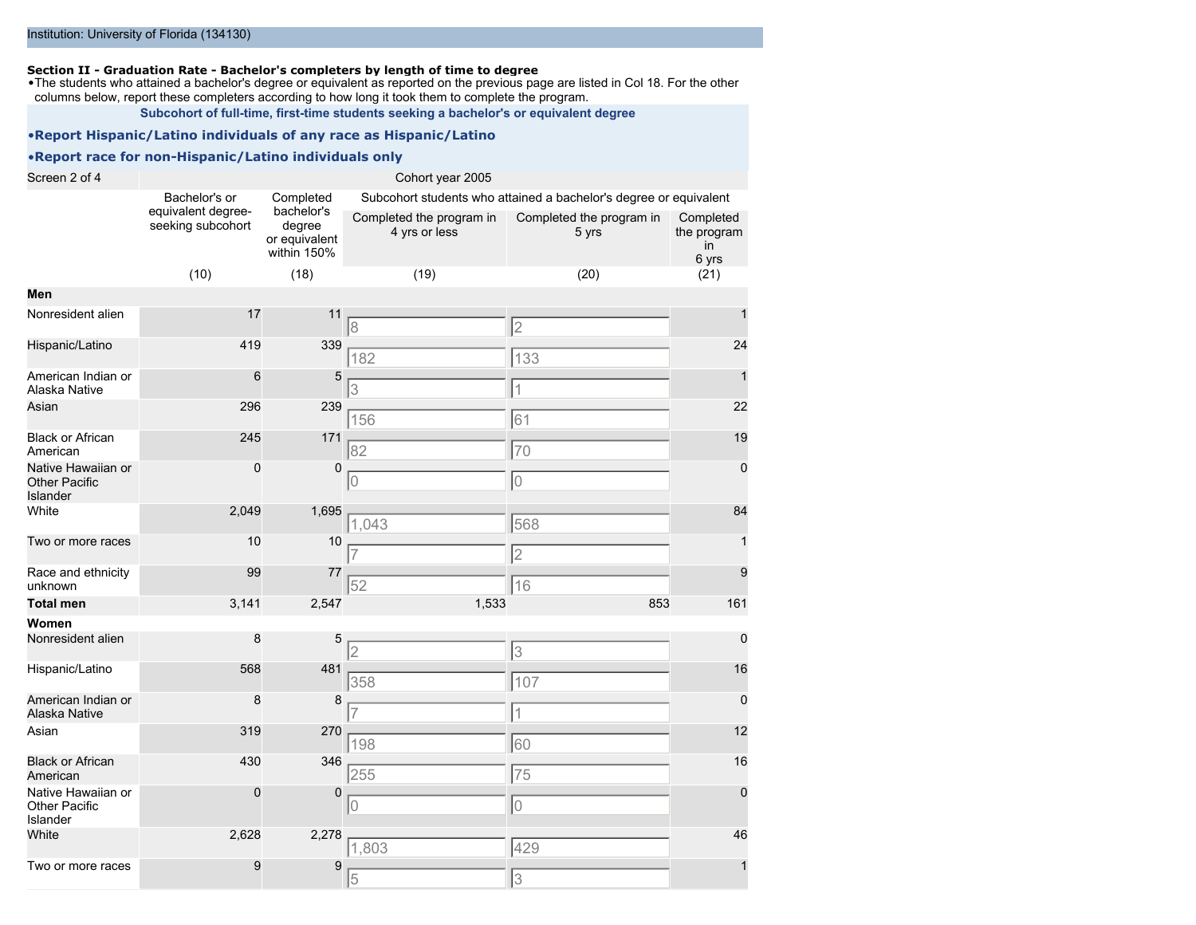Institution: University of Florida (134130)

**Section II - Graduation Rate - Bachelor's completers by length of time to degree**

- The students who attained a bachelor's degree or equivalent as reported on the previous page are listed in Col 18. For the other columns below, report these completers according to how long it took them to complete the program.

**Subcohort of full-time, first-time students seeking a bachelor's or equivalent degree**

**•Report Hispanic/Latino individuals of any race as Hispanic/Latino**

**•Report race for non-Hispanic/Latino individuals only**

Screen 2 of 4 — Cohort year 2005

| | Bachelor's or equivalent degree-seeking subcohort | Completed bachelor's degree or equivalent within 150% | Subcohort students who attained a bachelor's degree or equivalent | | |
|---|---|---|---|---|---|
| | | | Completed the program in 4 yrs or less | Completed the program in 5 yrs | Completed the program in 6 yrs |
| | (10) | (18) | (19) | (20) | (21) |
| **Men** | | | | | |
| Nonresident alien | 17 | 11 | 8 | 2 | 1 |
| Hispanic/Latino | 419 | 339 | 182 | 133 | 24 |
| American Indian or Alaska Native | 6 | 5 | 3 | 1 | 1 |
| Asian | 296 | 239 | 156 | 61 | 22 |
| Black or African American | 245 | 171 | 82 | 70 | 19 |
| Native Hawaiian or Other Pacific Islander | 0 | 0 | 0 | 0 | 0 |
| White | 2,049 | 1,695 | 1,043 | 568 | 84 |
| Two or more races | 10 | 10 | 7 | 2 | 1 |
| Race and ethnicity unknown | 99 | 77 | 52 | 16 | 9 |
| **Total men** | 3,141 | 2,547 | 1,533 | 853 | 161 |
| **Women** | | | | | |
| Nonresident alien | 8 | 5 | 2 | 3 | 0 |
| Hispanic/Latino | 568 | 481 | 358 | 107 | 16 |
| American Indian or Alaska Native | 8 | 8 | 7 | 1 | 0 |
| Asian | 319 | 270 | 198 | 60 | 12 |
| Black or African American | 430 | 346 | 255 | 75 | 16 |
| Native Hawaiian or Other Pacific Islander | 0 | 0 | 0 | 0 | 0 |
| White | 2,628 | 2,278 | 1,803 | 429 | 46 |
| Two or more races | 9 | 9 | 5 | 3 | 1 |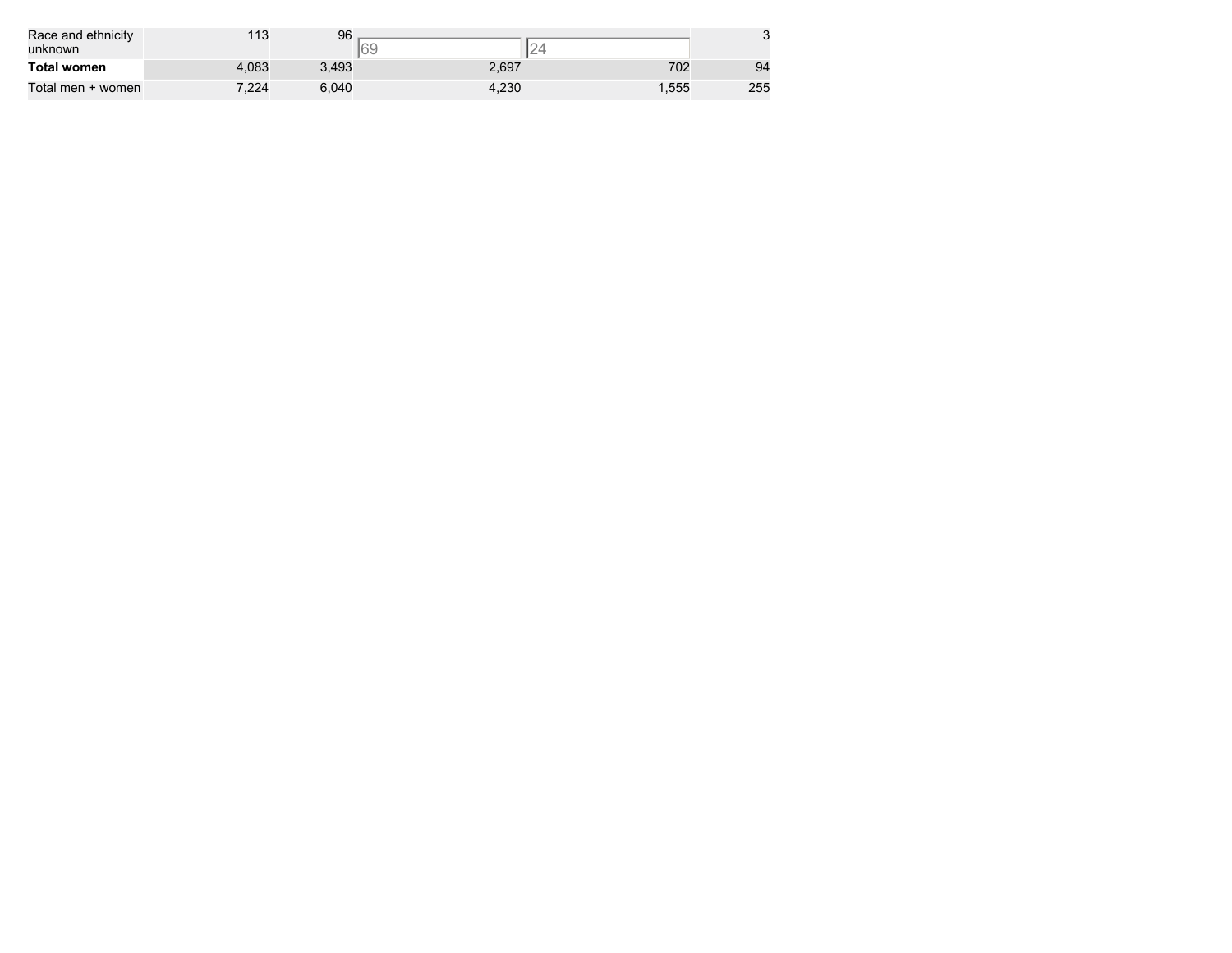| | | | | | |
|---|---|---|---|---|---|
| Race and ethnicity unknown | 113 | 96 | 69 | 24 | 3 |
| **Total women** | 4,083 | 3,493 | 2,697 | 702 | 94 |
| Total men + women | 7,224 | 6,040 | 4,230 | 1,555 | 255 |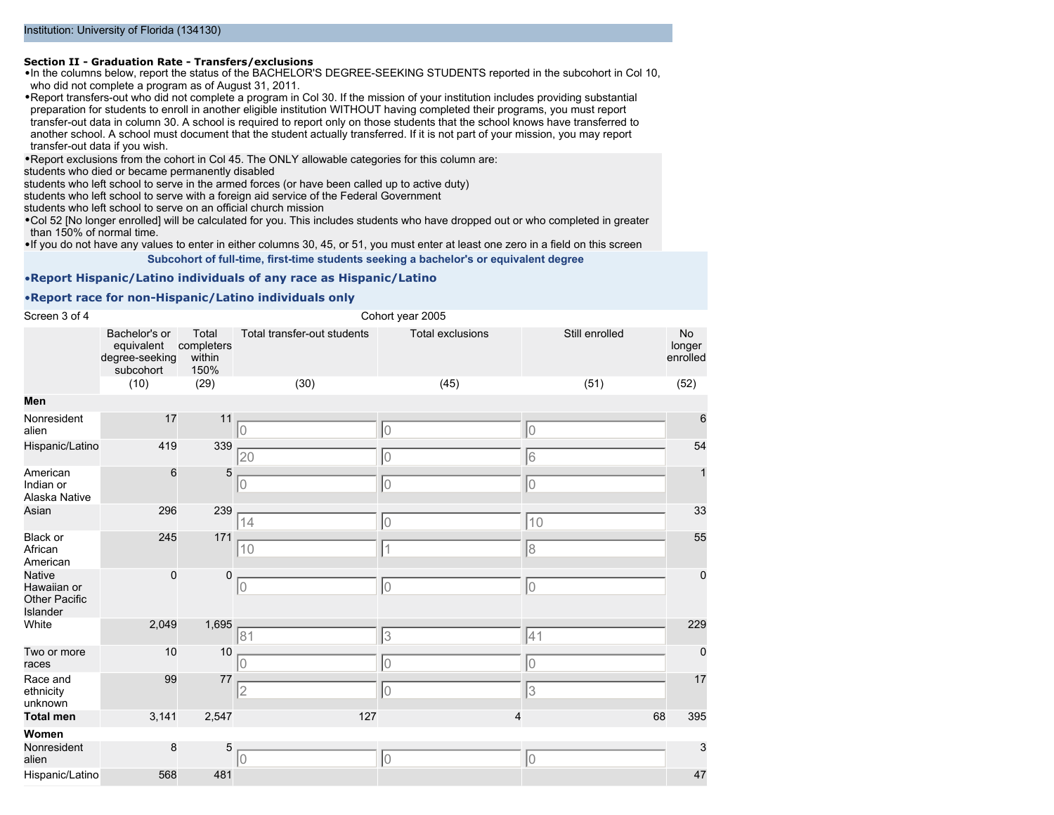Institution: University of Florida (134130)

**Section II - Graduation Rate - Transfers/exclusions**

- In the columns below, report the status of the BACHELOR'S DEGREE-SEEKING STUDENTS reported in the subcohort in Col 10, who did not complete a program as of August 31, 2011.
- Report transfers-out who did not complete a program in Col 30. If the mission of your institution includes providing substantial preparation for students to enroll in another eligible institution WITHOUT having completed their programs, you must report transfer-out data in column 30. A school is required to report only on those students that the school knows have transferred to another school. A school must document that the student actually transferred. If it is not part of your mission, you may report transfer-out data if you wish.
- Report exclusions from the cohort in Col 45. The ONLY allowable categories for this column are:

students who died or became permanently disabled
students who left school to serve in the armed forces (or have been called up to active duty)
students who left school to serve with a foreign aid service of the Federal Government
students who left school to serve on an official church mission

- Col 52 [No longer enrolled] will be calculated for you. This includes students who have dropped out or who completed in greater than 150% of normal time.
- If you do not have any values to enter in either columns 30, 45, or 51, you must enter at least one zero in a field on this screen

**Subcohort of full-time, first-time students seeking a bachelor's or equivalent degree**

- **Report Hispanic/Latino individuals of any race as Hispanic/Latino**
- **Report race for non-Hispanic/Latino individuals only**

Screen 3 of 4

Cohort year 2005

| | Bachelor's or equivalent degree-seeking subcohort | Total completers within 150% | Total transfer-out students | Total exclusions | Still enrolled | No longer enrolled |
|---|---|---|---|---|---|---|
| | (10) | (29) | (30) | (45) | (51) | (52) |
| **Men** | | | | | | |
| Nonresident alien | 17 | 11 | 0 | 0 | 0 | 6 |
| Hispanic/Latino | 419 | 339 | 20 | 0 | 6 | 54 |
| American Indian or Alaska Native | 6 | 5 | 0 | 0 | 0 | 1 |
| Asian | 296 | 239 | 14 | 0 | 10 | 33 |
| Black or African American | 245 | 171 | 10 | 1 | 8 | 55 |
| Native Hawaiian or Other Pacific Islander | 0 | 0 | 0 | 0 | 0 | 0 |
| White | 2,049 | 1,695 | 81 | 3 | 41 | 229 |
| Two or more races | 10 | 10 | 0 | 0 | 0 | 0 |
| Race and ethnicity unknown | 99 | 77 | 2 | 0 | 3 | 17 |
| **Total men** | 3,141 | 2,547 | 127 | 4 | 68 | 395 |
| **Women** | | | | | | |
| Nonresident alien | 8 | 5 | 0 | 0 | 0 | 3 |
| Hispanic/Latino | 568 | 481 | | | | 47 |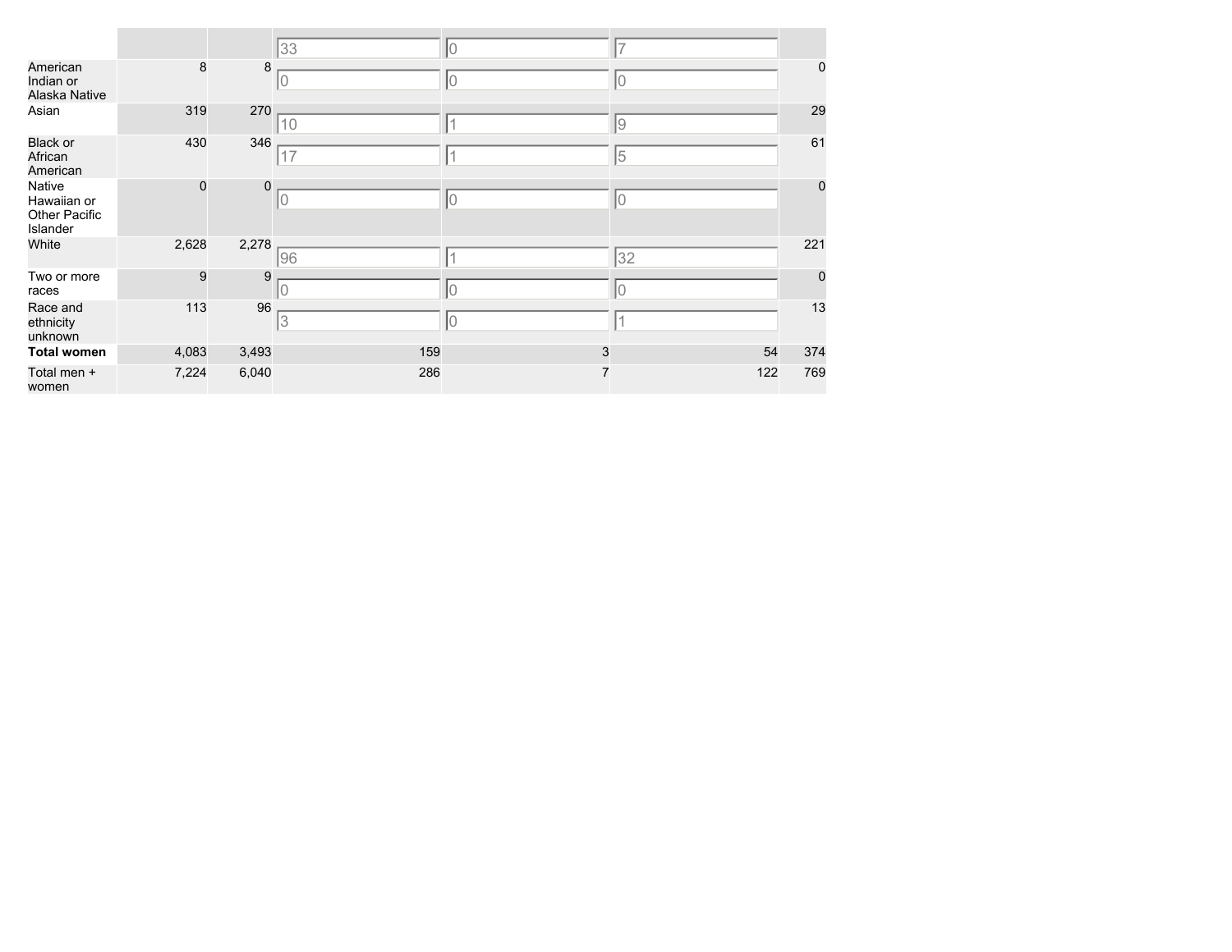| | | | | | | |
|---|---|---|---|---|---|---|
| | | | 33 | 0 | 7 | |
| American Indian or Alaska Native | 8 | 8 | 0 | 0 | 0 | 0 |
| Asian | 319 | 270 | 10 | 1 | 9 | 29 |
| Black or African American | 430 | 346 | 17 | 1 | 5 | 61 |
| Native Hawaiian or Other Pacific Islander | 0 | 0 | 0 | 0 | 0 | 0 |
| White | 2,628 | 2,278 | 96 | 1 | 32 | 221 |
| Two or more races | 9 | 9 | 0 | 0 | 0 | 0 |
| Race and ethnicity unknown | 113 | 96 | 3 | 0 | 1 | 13 |
| **Total women** | 4,083 | 3,493 | 159 | 3 | 54 | 374 |
| Total men + women | 7,224 | 6,040 | 286 | 7 | 122 | 769 |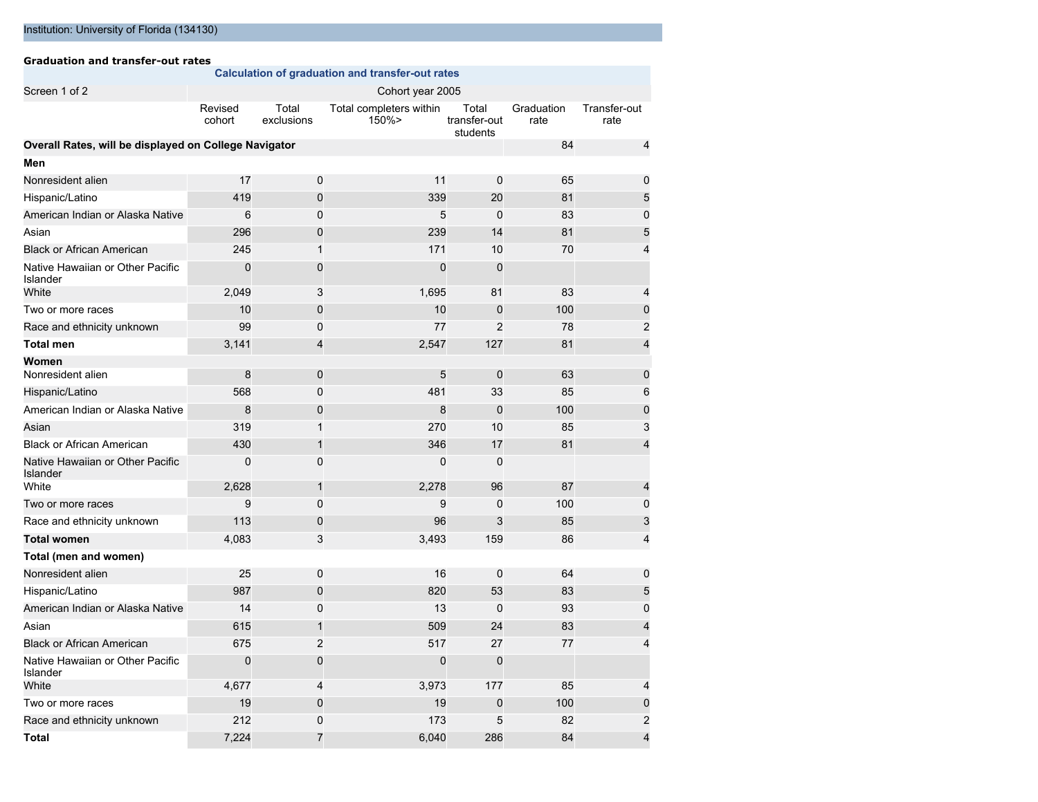Institution: University of Florida (134130)

**Graduation and transfer-out rates**

**Calculation of graduation and transfer-out rates**

| Screen 1 of 2 | Cohort year 2005 | | | | | |
|---|---|---|---|---|---|---|
| | Revised cohort | Total exclusions | Total completers within 150%> | Total transfer-out students | Graduation rate | Transfer-out rate |
| **Overall Rates, will be displayed on College Navigator** | | | | | 84 | 4 |
| **Men** | | | | | | |
| Nonresident alien | 17 | 0 | 11 | 0 | 65 | 0 |
| Hispanic/Latino | 419 | 0 | 339 | 20 | 81 | 5 |
| American Indian or Alaska Native | 6 | 0 | 5 | 0 | 83 | 0 |
| Asian | 296 | 0 | 239 | 14 | 81 | 5 |
| Black or African American | 245 | 1 | 171 | 10 | 70 | 4 |
| Native Hawaiian or Other Pacific Islander | 0 | 0 | 0 | 0 | | |
| White | 2,049 | 3 | 1,695 | 81 | 83 | 4 |
| Two or more races | 10 | 0 | 10 | 0 | 100 | 0 |
| Race and ethnicity unknown | 99 | 0 | 77 | 2 | 78 | 2 |
| **Total men** | 3,141 | 4 | 2,547 | 127 | 81 | 4 |
| **Women** | | | | | | |
| Nonresident alien | 8 | 0 | 5 | 0 | 63 | 0 |
| Hispanic/Latino | 568 | 0 | 481 | 33 | 85 | 6 |
| American Indian or Alaska Native | 8 | 0 | 8 | 0 | 100 | 0 |
| Asian | 319 | 1 | 270 | 10 | 85 | 3 |
| Black or African American | 430 | 1 | 346 | 17 | 81 | 4 |
| Native Hawaiian or Other Pacific Islander | 0 | 0 | 0 | 0 | | |
| White | 2,628 | 1 | 2,278 | 96 | 87 | 4 |
| Two or more races | 9 | 0 | 9 | 0 | 100 | 0 |
| Race and ethnicity unknown | 113 | 0 | 96 | 3 | 85 | 3 |
| **Total women** | 4,083 | 3 | 3,493 | 159 | 86 | 4 |
| **Total (men and women)** | | | | | | |
| Nonresident alien | 25 | 0 | 16 | 0 | 64 | 0 |
| Hispanic/Latino | 987 | 0 | 820 | 53 | 83 | 5 |
| American Indian or Alaska Native | 14 | 0 | 13 | 0 | 93 | 0 |
| Asian | 615 | 1 | 509 | 24 | 83 | 4 |
| Black or African American | 675 | 2 | 517 | 27 | 77 | 4 |
| Native Hawaiian or Other Pacific Islander | 0 | 0 | 0 | 0 | | |
| White | 4,677 | 4 | 3,973 | 177 | 85 | 4 |
| Two or more races | 19 | 0 | 19 | 0 | 100 | 0 |
| Race and ethnicity unknown | 212 | 0 | 173 | 5 | 82 | 2 |
| **Total** | 7,224 | 7 | 6,040 | 286 | 84 | 4 |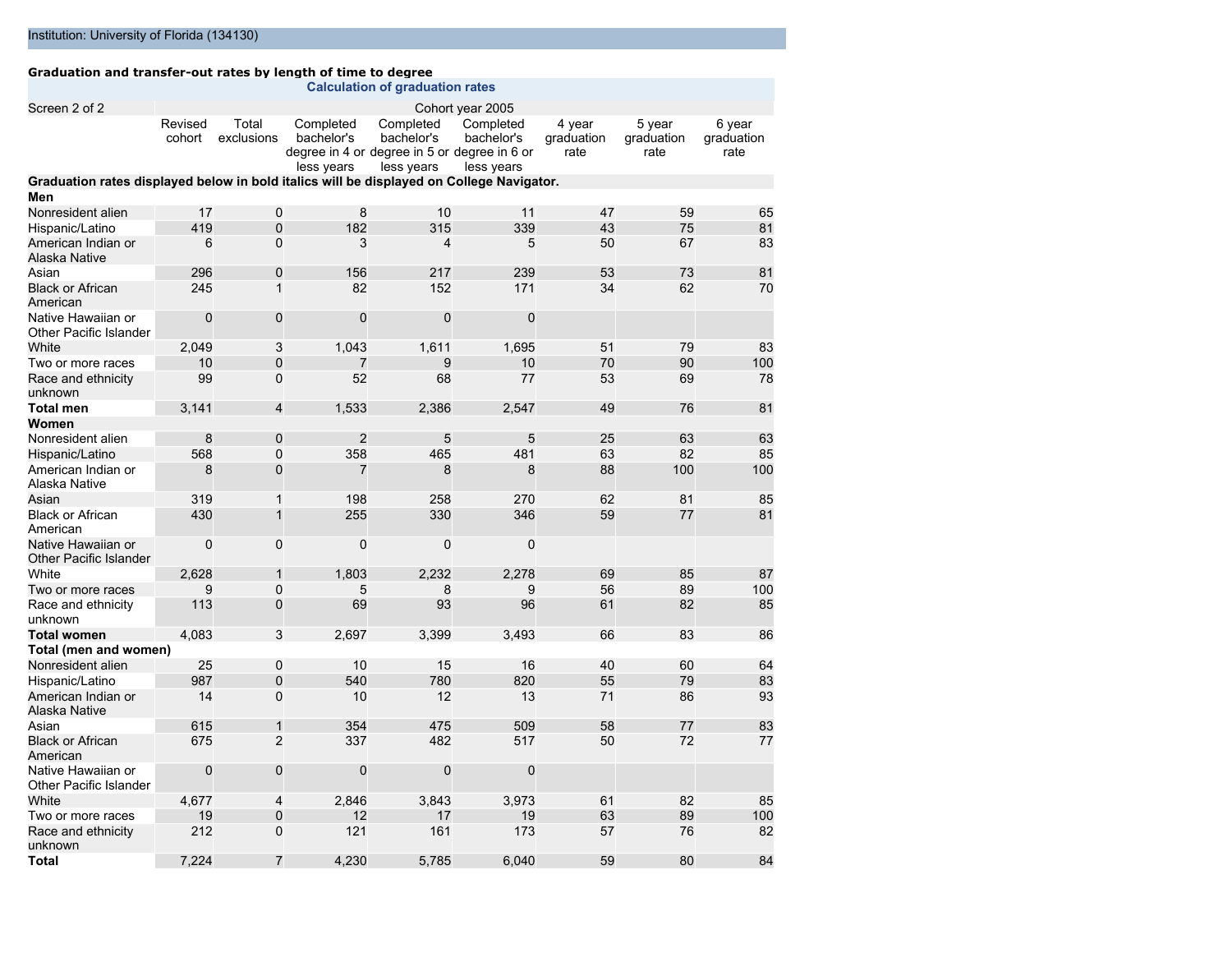Institution: University of Florida (134130)

**Graduation and transfer-out rates by length of time to degree**

### Calculation of graduation rates

| Screen 2 of 2 | Cohort year 2005 | | | | | | | |
|---|---|---|---|---|---|---|---|---|
| | Revised cohort | Total exclusions | Completed bachelor's degree in 4 or less years | Completed bachelor's degree in 5 or less years | Completed bachelor's degree in 6 or less years | 4 year graduation rate | 5 year graduation rate | 6 year graduation rate |
| **Graduation rates displayed below in bold italics will be displayed on College Navigator.** | | | | | | | | |
| **Men** | | | | | | | | |
| Nonresident alien | 17 | 0 | 8 | 10 | 11 | 47 | 59 | 65 |
| Hispanic/Latino | 419 | 0 | 182 | 315 | 339 | 43 | 75 | 81 |
| American Indian or Alaska Native | 6 | 0 | 3 | 4 | 5 | 50 | 67 | 83 |
| Asian | 296 | 0 | 156 | 217 | 239 | 53 | 73 | 81 |
| Black or African American | 245 | 1 | 82 | 152 | 171 | 34 | 62 | 70 |
| Native Hawaiian or Other Pacific Islander | 0 | 0 | 0 | 0 | 0 | | | |
| White | 2,049 | 3 | 1,043 | 1,611 | 1,695 | 51 | 79 | 83 |
| Two or more races | 10 | 0 | 7 | 9 | 10 | 70 | 90 | 100 |
| Race and ethnicity unknown | 99 | 0 | 52 | 68 | 77 | 53 | 69 | 78 |
| **Total men** | 3,141 | 4 | 1,533 | 2,386 | 2,547 | 49 | 76 | 81 |
| **Women** | | | | | | | | |
| Nonresident alien | 8 | 0 | 2 | 5 | 5 | 25 | 63 | 63 |
| Hispanic/Latino | 568 | 0 | 358 | 465 | 481 | 63 | 82 | 85 |
| American Indian or Alaska Native | 8 | 0 | 7 | 8 | 8 | 88 | 100 | 100 |
| Asian | 319 | 1 | 198 | 258 | 270 | 62 | 81 | 85 |
| Black or African American | 430 | 1 | 255 | 330 | 346 | 59 | 77 | 81 |
| Native Hawaiian or Other Pacific Islander | 0 | 0 | 0 | 0 | 0 | | | |
| White | 2,628 | 1 | 1,803 | 2,232 | 2,278 | 69 | 85 | 87 |
| Two or more races | 9 | 0 | 5 | 8 | 9 | 56 | 89 | 100 |
| Race and ethnicity unknown | 113 | 0 | 69 | 93 | 96 | 61 | 82 | 85 |
| **Total women** | 4,083 | 3 | 2,697 | 3,399 | 3,493 | 66 | 83 | 86 |
| **Total (men and women)** | | | | | | | | |
| Nonresident alien | 25 | 0 | 10 | 15 | 16 | 40 | 60 | 64 |
| Hispanic/Latino | 987 | 0 | 540 | 780 | 820 | 55 | 79 | 83 |
| American Indian or Alaska Native | 14 | 0 | 10 | 12 | 13 | 71 | 86 | 93 |
| Asian | 615 | 1 | 354 | 475 | 509 | 58 | 77 | 83 |
| Black or African American | 675 | 2 | 337 | 482 | 517 | 50 | 72 | 77 |
| Native Hawaiian or Other Pacific Islander | 0 | 0 | 0 | 0 | 0 | | | |
| White | 4,677 | 4 | 2,846 | 3,843 | 3,973 | 61 | 82 | 85 |
| Two or more races | 19 | 0 | 12 | 17 | 19 | 63 | 89 | 100 |
| Race and ethnicity unknown | 212 | 0 | 121 | 161 | 173 | 57 | 76 | 82 |
| **Total** | 7,224 | 7 | 4,230 | 5,785 | 6,040 | 59 | 80 | 84 |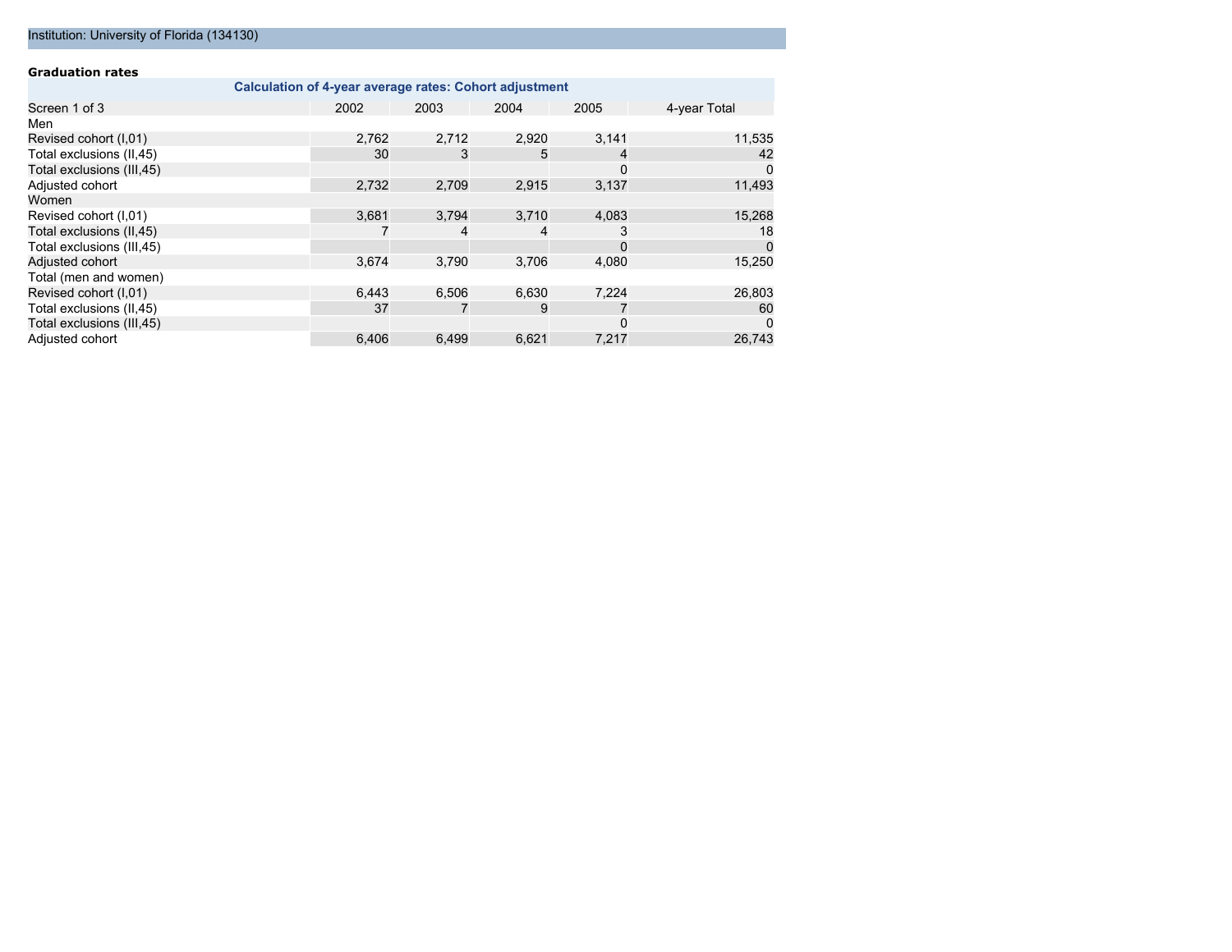Institution: University of Florida (134130)

**Graduation rates**

**Calculation of 4-year average rates: Cohort adjustment**

| Screen 1 of 3 | 2002 | 2003 | 2004 | 2005 | 4-year Total |
|---|---|---|---|---|---|
| Men | | | | | |
| Revised cohort (I,01) | 2,762 | 2,712 | 2,920 | 3,141 | 11,535 |
| Total exclusions (II,45) | 30 | 3 | 5 | 4 | 42 |
| Total exclusions (III,45) | | | | 0 | 0 |
| Adjusted cohort | 2,732 | 2,709 | 2,915 | 3,137 | 11,493 |
| Women | | | | | |
| Revised cohort (I,01) | 3,681 | 3,794 | 3,710 | 4,083 | 15,268 |
| Total exclusions (II,45) | 7 | 4 | 4 | 3 | 18 |
| Total exclusions (III,45) | | | | 0 | 0 |
| Adjusted cohort | 3,674 | 3,790 | 3,706 | 4,080 | 15,250 |
| Total (men and women) | | | | | |
| Revised cohort (I,01) | 6,443 | 6,506 | 6,630 | 7,224 | 26,803 |
| Total exclusions (II,45) | 37 | 7 | 9 | 7 | 60 |
| Total exclusions (III,45) | | | | 0 | 0 |
| Adjusted cohort | 6,406 | 6,499 | 6,621 | 7,217 | 26,743 |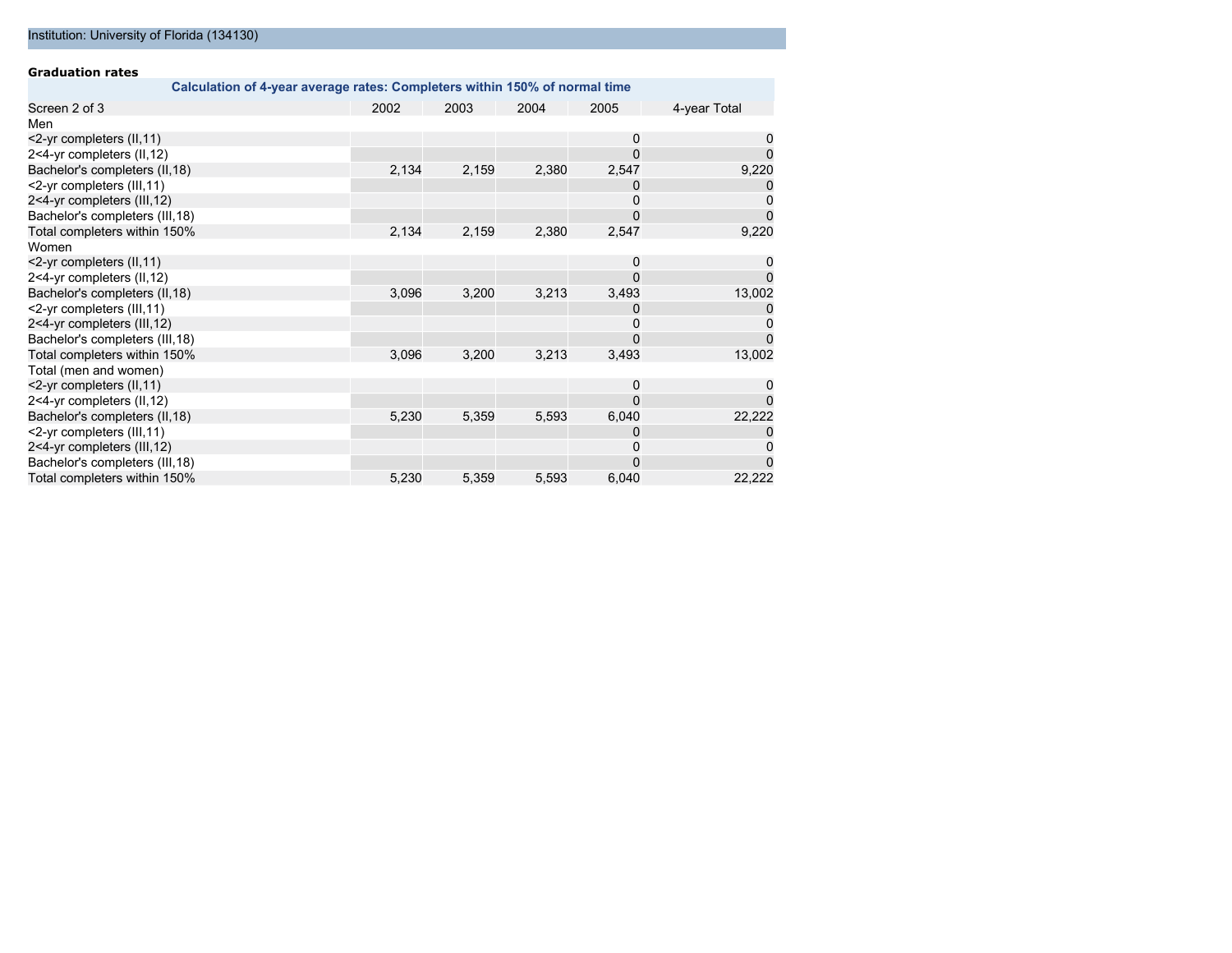Institution: University of Florida (134130)

**Graduation rates**

| Calculation of 4-year average rates: Completers within 150% of normal time | | | | | |
|---|---|---|---|---|---|
| Screen 2 of 3 | 2002 | 2003 | 2004 | 2005 | 4-year Total |
| Men | | | | | |
| <2-yr completers (II,11) | | | | 0 | 0 |
| 2<4-yr completers (II,12) | | | | 0 | 0 |
| Bachelor's completers (II,18) | 2,134 | 2,159 | 2,380 | 2,547 | 9,220 |
| <2-yr completers (III,11) | | | | 0 | 0 |
| 2<4-yr completers (III,12) | | | | 0 | 0 |
| Bachelor's completers (III,18) | | | | 0 | 0 |
| Total completers within 150% | 2,134 | 2,159 | 2,380 | 2,547 | 9,220 |
| Women | | | | | |
| <2-yr completers (II,11) | | | | 0 | 0 |
| 2<4-yr completers (II,12) | | | | 0 | 0 |
| Bachelor's completers (II,18) | 3,096 | 3,200 | 3,213 | 3,493 | 13,002 |
| <2-yr completers (III,11) | | | | 0 | 0 |
| 2<4-yr completers (III,12) | | | | 0 | 0 |
| Bachelor's completers (III,18) | | | | 0 | 0 |
| Total completers within 150% | 3,096 | 3,200 | 3,213 | 3,493 | 13,002 |
| Total (men and women) | | | | | |
| <2-yr completers (II,11) | | | | 0 | 0 |
| 2<4-yr completers (II,12) | | | | 0 | 0 |
| Bachelor's completers (II,18) | 5,230 | 5,359 | 5,593 | 6,040 | 22,222 |
| <2-yr completers (III,11) | | | | 0 | 0 |
| 2<4-yr completers (III,12) | | | | 0 | 0 |
| Bachelor's completers (III,18) | | | | 0 | 0 |
| Total completers within 150% | 5,230 | 5,359 | 5,593 | 6,040 | 22,222 |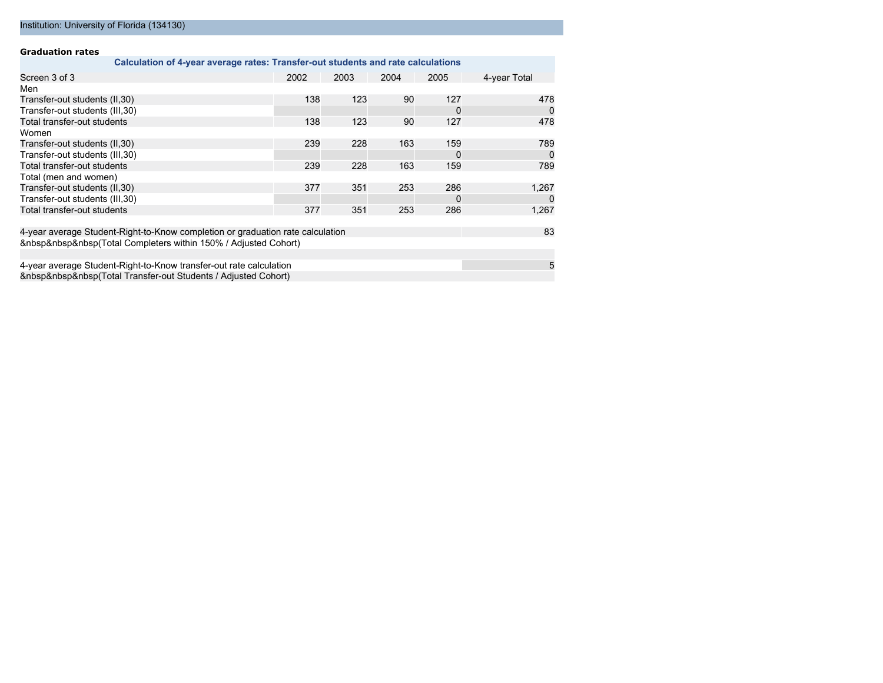Institution: University of Florida (134130)

**Graduation rates**

### Calculation of 4-year average rates: Transfer-out students and rate calculations

| Screen 3 of 3 | 2002 | 2003 | 2004 | 2005 | 4-year Total |
|---|---|---|---|---|---|
| Men | | | | | |
| Transfer-out students (II,30) | 138 | 123 | 90 | 127 | 478 |
| Transfer-out students (III,30) | | | | 0 | 0 |
| Total transfer-out students | 138 | 123 | 90 | 127 | 478 |
| Women | | | | | |
| Transfer-out students (II,30) | 239 | 228 | 163 | 159 | 789 |
| Transfer-out students (III,30) | | | | 0 | 0 |
| Total transfer-out students | 239 | 228 | 163 | 159 | 789 |
| Total (men and women) | | | | | |
| Transfer-out students (II,30) | 377 | 351 | 253 | 286 | 1,267 |
| Transfer-out students (III,30) | | | | 0 | 0 |
| Total transfer-out students | 377 | 351 | 253 | 286 | 1,267 |

| | |
|---|---|
| 4-year average Student-Right-to-Know completion or graduation rate calculation &nbsp&nbsp&nbsp(Total Completers within 150% / Adjusted Cohort) | 83 |
| 4-year average Student-Right-to-Know transfer-out rate calculation &nbsp&nbsp&nbsp(Total Transfer-out Students / Adjusted Cohort) | 5 |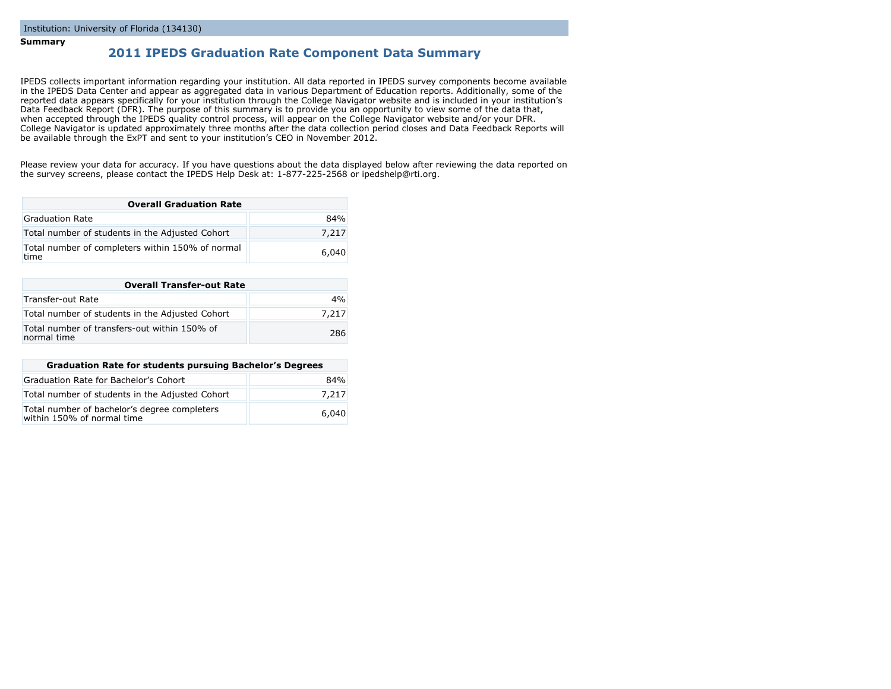Institution: University of Florida (134130)

**Summary**

## 2011 IPEDS Graduation Rate Component Data Summary

IPEDS collects important information regarding your institution. All data reported in IPEDS survey components become available in the IPEDS Data Center and appear as aggregated data in various Department of Education reports. Additionally, some of the reported data appears specifically for your institution through the College Navigator website and is included in your institution's Data Feedback Report (DFR). The purpose of this summary is to provide you an opportunity to view some of the data that, when accepted through the IPEDS quality control process, will appear on the College Navigator website and/or your DFR. College Navigator is updated approximately three months after the data collection period closes and Data Feedback Reports will be available through the ExPT and sent to your institution's CEO in November 2012.

Please review your data for accuracy. If you have questions about the data displayed below after reviewing the data reported on the survey screens, please contact the IPEDS Help Desk at: 1-877-225-2568 or ipedshelp@rti.org.

| Overall Graduation Rate | |
|---|---|
| Graduation Rate | 84% |
| Total number of students in the Adjusted Cohort | 7,217 |
| Total number of completers within 150% of normal time | 6,040 |

| Overall Transfer-out Rate | |
|---|---|
| Transfer-out Rate | 4% |
| Total number of students in the Adjusted Cohort | 7,217 |
| Total number of transfers-out within 150% of normal time | 286 |

| Graduation Rate for students pursuing Bachelor's Degrees | |
|---|---|
| Graduation Rate for Bachelor's Cohort | 84% |
| Total number of students in the Adjusted Cohort | 7,217 |
| Total number of bachelor's degree completers within 150% of normal time | 6,040 |